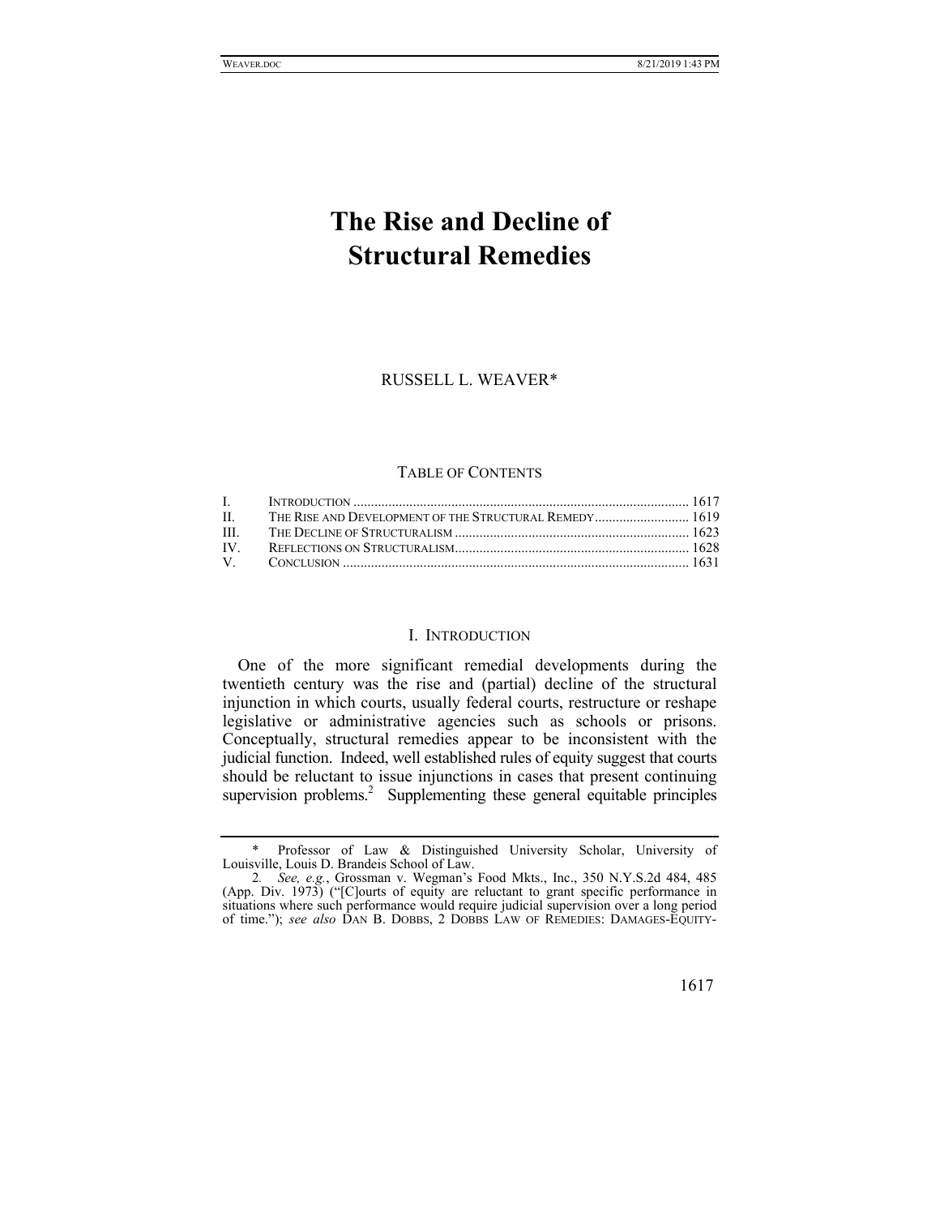# The Rise and Decline of Structural Remedies

RUSSELL L. WEAVER*

TABLE OF CONTENTS

| | | |
|---|---|---|
| I. | INTRODUCTION | 1617 |
| II. | THE RISE AND DEVELOPMENT OF THE STRUCTURAL REMEDY | 1619 |
| III. | THE DECLINE OF STRUCTURALISM | 1623 |
| IV. | REFLECTIONS ON STRUCTURALISM | 1628 |
| V. | CONCLUSION | 1631 |

## I. INTRODUCTION

One of the more significant remedial developments during the twentieth century was the rise and (partial) decline of the structural injunction in which courts, usually federal courts, restructure or reshape legislative or administrative agencies such as schools or prisons. Conceptually, structural remedies appear to be inconsistent with the judicial function. Indeed, well established rules of equity suggest that courts should be reluctant to issue injunctions in cases that present continuing supervision problems.[2] Supplementing these general equitable principles

---

\* Professor of Law & Distinguished University Scholar, University of Louisville, Louis D. Brandeis School of Law.

2. *See, e.g.*, Grossman v. Wegman's Food Mkts., Inc., 350 N.Y.S.2d 484, 485 (App. Div. 1973) ("[C]ourts of equity are reluctant to grant specific performance in situations where such performance would require judicial supervision over a long period of time."); *see also* DAN B. DOBBS, 2 DOBBS LAW OF REMEDIES: DAMAGES-EQUITY-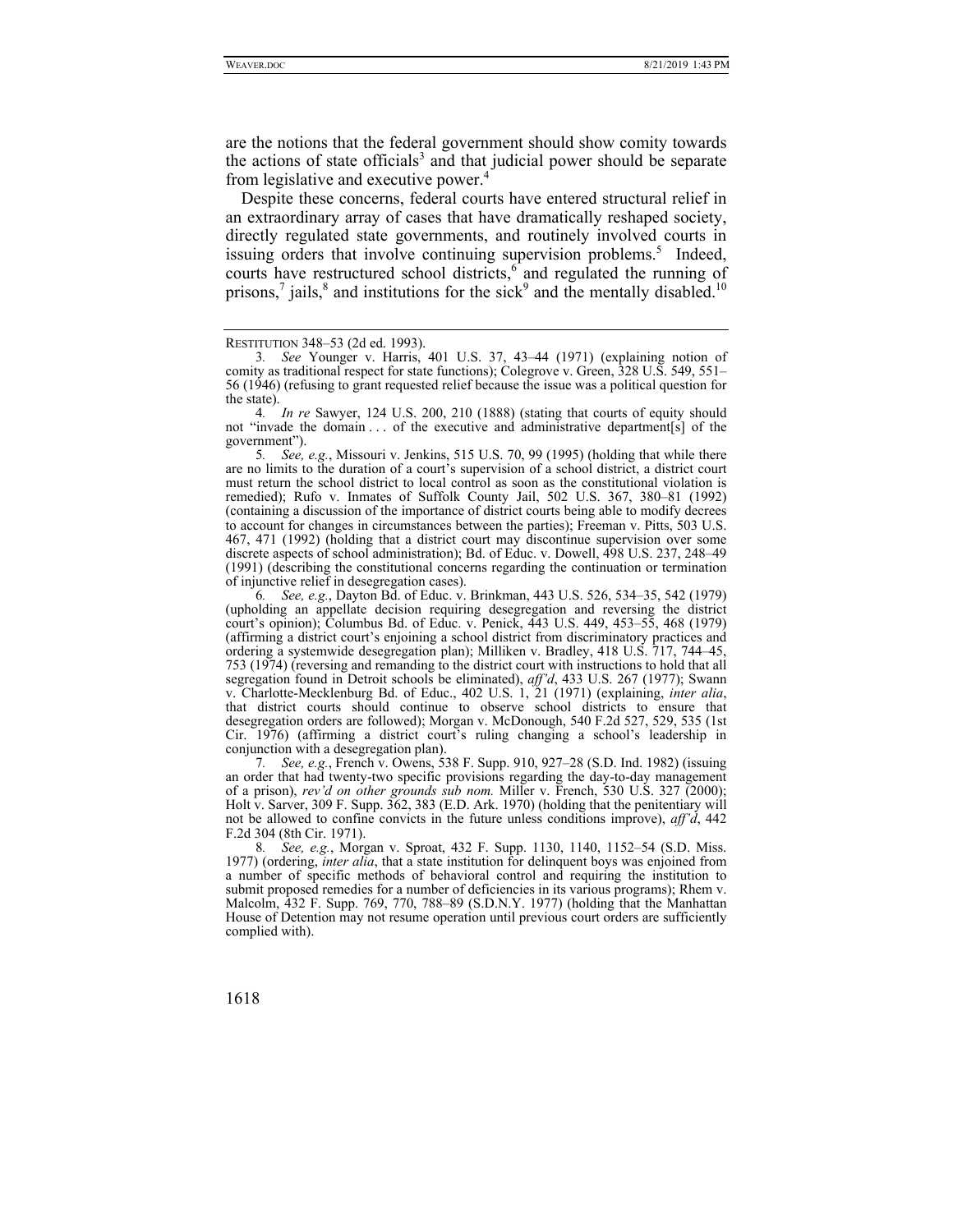are the notions that the federal government should show comity towards the actions of state officials[3] and that judicial power should be separate from legislative and executive power.[4]

Despite these concerns, federal courts have entered structural relief in an extraordinary array of cases that have dramatically reshaped society, directly regulated state governments, and routinely involved courts in issuing orders that involve continuing supervision problems.[5] Indeed, courts have restructured school districts,[6] and regulated the running of prisons,[7] jails,[8] and institutions for the sick[9] and the mentally disabled.[10]

---

RESTITUTION 348–53 (2d ed. 1993).

3. *See* Younger v. Harris, 401 U.S. 37, 43–44 (1971) (explaining notion of comity as traditional respect for state functions); Colegrove v. Green, 328 U.S. 549, 551–56 (1946) (refusing to grant requested relief because the issue was a political question for the state).

4. *In re* Sawyer, 124 U.S. 200, 210 (1888) (stating that courts of equity should not "invade the domain . . . of the executive and administrative department[s] of the government").

5. *See, e.g.*, Missouri v. Jenkins, 515 U.S. 70, 99 (1995) (holding that while there are no limits to the duration of a court's supervision of a school district, a district court must return the school district to local control as soon as the constitutional violation is remedied); Rufo v. Inmates of Suffolk County Jail, 502 U.S. 367, 380–81 (1992) (containing a discussion of the importance of district courts being able to modify decrees to account for changes in circumstances between the parties); Freeman v. Pitts, 503 U.S. 467, 471 (1992) (holding that a district court may discontinue supervision over some discrete aspects of school administration); Bd. of Educ. v. Dowell, 498 U.S. 237, 248–49 (1991) (describing the constitutional concerns regarding the continuation or termination of injunctive relief in desegregation cases).

6. *See, e.g.*, Dayton Bd. of Educ. v. Brinkman, 443 U.S. 526, 534–35, 542 (1979) (upholding an appellate decision requiring desegregation and reversing the district court's opinion); Columbus Bd. of Educ. v. Penick, 443 U.S. 449, 453–55, 468 (1979) (affirming a district court's enjoining a school district from discriminatory practices and ordering a systemwide desegregation plan); Milliken v. Bradley, 418 U.S. 717, 744–45, 753 (1974) (reversing and remanding to the district court with instructions to hold that all segregation found in Detroit schools be eliminated), *aff'd*, 433 U.S. 267 (1977); Swann v. Charlotte-Mecklenburg Bd. of Educ., 402 U.S. 1, 21 (1971) (explaining, *inter alia*, that district courts should continue to observe school districts to ensure that desegregation orders are followed); Morgan v. McDonough, 540 F.2d 527, 529, 535 (1st Cir. 1976) (affirming a district court's ruling changing a school's leadership in conjunction with a desegregation plan).

7. *See, e.g.*, French v. Owens, 538 F. Supp. 910, 927–28 (S.D. Ind. 1982) (issuing an order that had twenty-two specific provisions regarding the day-to-day management of a prison), *rev'd on other grounds sub nom.* Miller v. French, 530 U.S. 327 (2000); Holt v. Sarver, 309 F. Supp. 362, 383 (E.D. Ark. 1970) (holding that the penitentiary will not be allowed to confine convicts in the future unless conditions improve), *aff'd*, 442 F.2d 304 (8th Cir. 1971).

8. *See, e.g.*, Morgan v. Sproat, 432 F. Supp. 1130, 1140, 1152–54 (S.D. Miss. 1977) (ordering, *inter alia*, that a state institution for delinquent boys was enjoined from a number of specific methods of behavioral control and requiring the institution to submit proposed remedies for a number of deficiencies in its various programs); Rhem v. Malcolm, 432 F. Supp. 769, 770, 788–89 (S.D.N.Y. 1977) (holding that the Manhattan House of Detention may not resume operation until previous court orders are sufficiently complied with).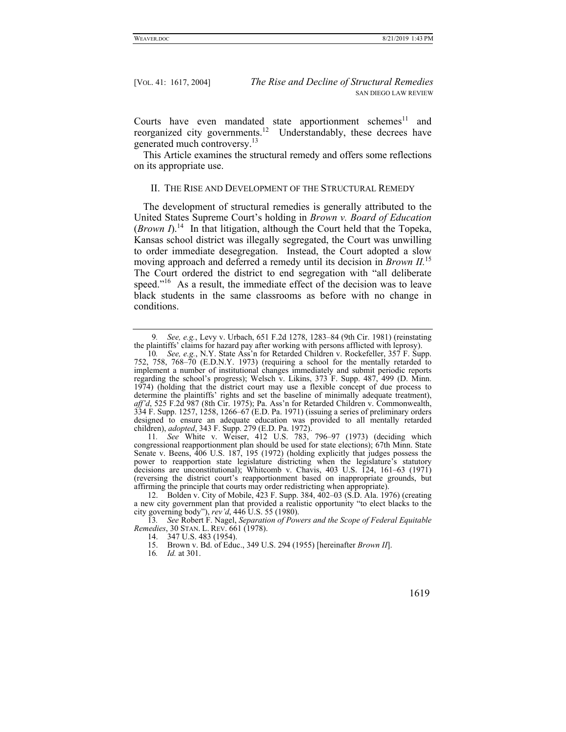Courts have even mandated state apportionment schemes[11] and reorganized city governments.[12] Understandably, these decrees have generated much controversy.[13]

This Article examines the structural remedy and offers some reflections on its appropriate use.

## II. The Rise and Development of the Structural Remedy

The development of structural remedies is generally attributed to the United States Supreme Court's holding in *Brown v. Board of Education* (*Brown I*).[14] In that litigation, although the Court held that the Topeka, Kansas school district was illegally segregated, the Court was unwilling to order immediate desegregation. Instead, the Court adopted a slow moving approach and deferred a remedy until its decision in *Brown II*.[15] The Court ordered the district to end segregation with "all deliberate speed."[16] As a result, the immediate effect of the decision was to leave black students in the same classrooms as before with no change in conditions.

---

9. *See, e.g.*, Levy v. Urbach, 651 F.2d 1278, 1283–84 (9th Cir. 1981) (reinstating the plaintiffs' claims for hazard pay after working with persons afflicted with leprosy).

10. *See, e.g.*, N.Y. State Ass'n for Retarded Children v. Rockefeller, 357 F. Supp. 752, 758, 768–70 (E.D.N.Y. 1973) (requiring a school for the mentally retarded to implement a number of institutional changes immediately and submit periodic reports regarding the school's progress); Welsch v. Likins, 373 F. Supp. 487, 499 (D. Minn. 1974) (holding that the district court may use a flexible concept of due process to determine the plaintiffs' rights and set the baseline of minimally adequate treatment), *aff'd*, 525 F.2d 987 (8th Cir. 1975); Pa. Ass'n for Retarded Children v. Commonwealth, 334 F. Supp. 1257, 1258, 1266–67 (E.D. Pa. 1971) (issuing a series of preliminary orders designed to ensure an adequate education was provided to all mentally retarded children), *adopted*, 343 F. Supp. 279 (E.D. Pa. 1972).

11. *See* White v. Weiser, 412 U.S. 783, 796–97 (1973) (deciding which congressional reapportionment plan should be used for state elections); 67th Minn. State Senate v. Beens, 406 U.S. 187, 195 (1972) (holding explicitly that judges possess the power to reapportion state legislature districting when the legislature's statutory decisions are unconstitutional); Whitcomb v. Chavis, 403 U.S. 124, 161–63 (1971) (reversing the district court's reapportionment based on inappropriate grounds, but affirming the principle that courts may order redistricting when appropriate).

12. Bolden v. City of Mobile, 423 F. Supp. 384, 402–03 (S.D. Ala. 1976) (creating a new city government plan that provided a realistic opportunity "to elect blacks to the city governing body"), *rev'd*, 446 U.S. 55 (1980).

13. *See* Robert F. Nagel, *Separation of Powers and the Scope of Federal Equitable Remedies*, 30 STAN. L. REV. 661 (1978).

14. 347 U.S. 483 (1954).

15. Brown v. Bd. of Educ., 349 U.S. 294 (1955) [hereinafter *Brown II*].

16. *Id.* at 301.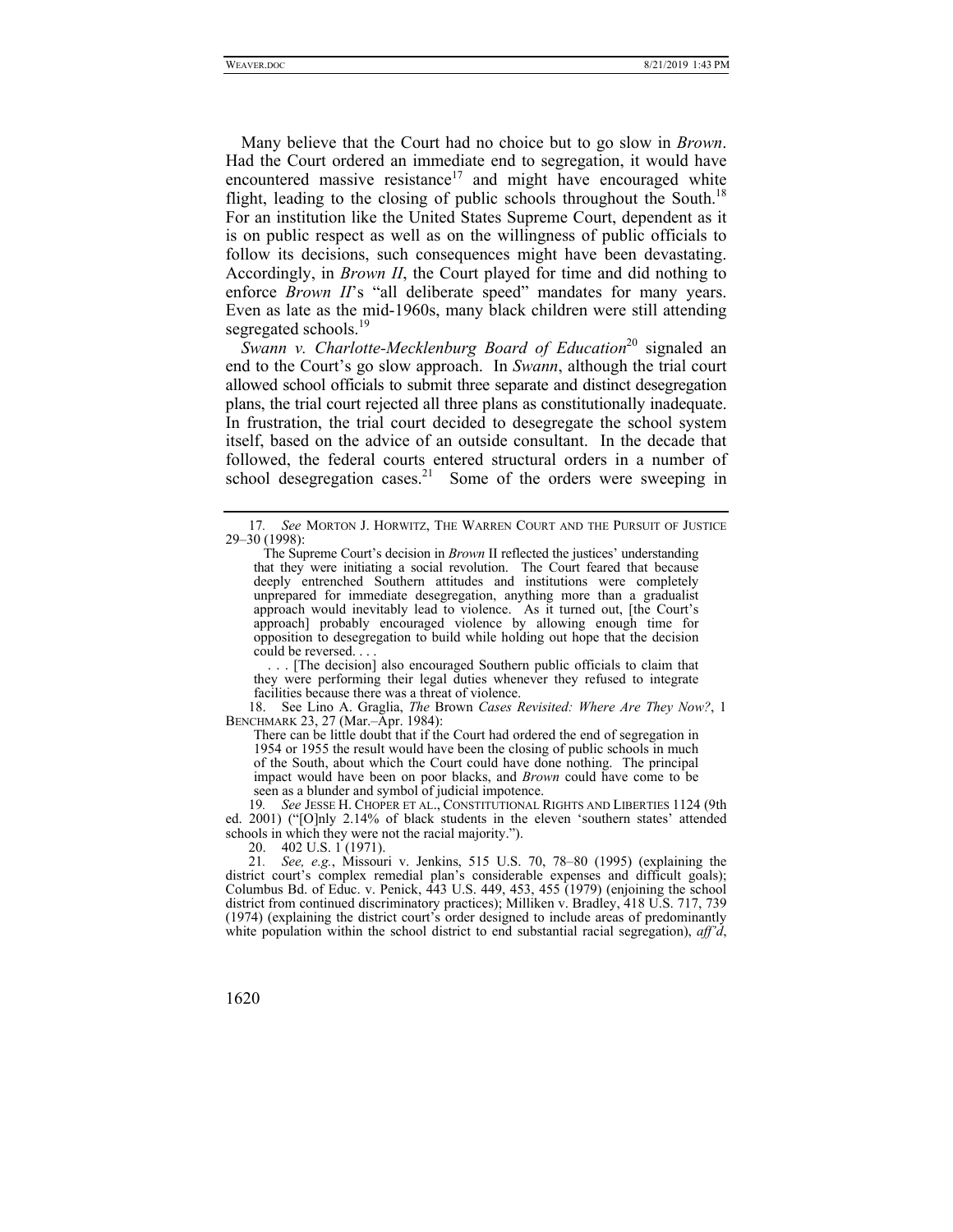Many believe that the Court had no choice but to go slow in *Brown*. Had the Court ordered an immediate end to segregation, it would have encountered massive resistance[17] and might have encouraged white flight, leading to the closing of public schools throughout the South.[18] For an institution like the United States Supreme Court, dependent as it is on public respect as well as on the willingness of public officials to follow its decisions, such consequences might have been devastating. Accordingly, in *Brown II*, the Court played for time and did nothing to enforce *Brown II*'s "all deliberate speed" mandates for many years. Even as late as the mid-1960s, many black children were still attending segregated schools.[19]

*Swann v. Charlotte-Mecklenburg Board of Education*[20] signaled an end to the Court's go slow approach. In *Swann*, although the trial court allowed school officials to submit three separate and distinct desegregation plans, the trial court rejected all three plans as constitutionally inadequate. In frustration, the trial court decided to desegregate the school system itself, based on the advice of an outside consultant. In the decade that followed, the federal courts entered structural orders in a number of school desegregation cases.[21] Some of the orders were sweeping in

---

17. *See* MORTON J. HORWITZ, THE WARREN COURT AND THE PURSUIT OF JUSTICE 29–30 (1998):

> The Supreme Court's decision in *Brown* II reflected the justices' understanding that they were initiating a social revolution. The Court feared that because deeply entrenched Southern attitudes and institutions were completely unprepared for immediate desegregation, anything more than a gradualist approach would inevitably lead to violence. As it turned out, [the Court's approach] probably encouraged violence by allowing enough time for opposition to desegregation to build while holding out hope that the decision could be reversed. . . .
>
> . . . [The decision] also encouraged Southern public officials to claim that they were performing their legal duties whenever they refused to integrate facilities because there was a threat of violence.

18. See Lino A. Graglia, *The* Brown *Cases Revisited: Where Are They Now?*, 1 BENCHMARK 23, 27 (Mar.–Apr. 1984):

> There can be little doubt that if the Court had ordered the end of segregation in 1954 or 1955 the result would have been the closing of public schools in much of the South, about which the Court could have done nothing. The principal impact would have been on poor blacks, and *Brown* could have come to be seen as a blunder and symbol of judicial impotence.

19. *See* JESSE H. CHOPER ET AL., CONSTITUTIONAL RIGHTS AND LIBERTIES 1124 (9th ed. 2001) ("[O]nly 2.14% of black students in the eleven 'southern states' attended schools in which they were not the racial majority.").

20. 402 U.S. 1 (1971).

21. *See, e.g.*, Missouri v. Jenkins, 515 U.S. 70, 78–80 (1995) (explaining the district court's complex remedial plan's considerable expenses and difficult goals); Columbus Bd. of Educ. v. Penick, 443 U.S. 449, 453, 455 (1979) (enjoining the school district from continued discriminatory practices); Milliken v. Bradley, 418 U.S. 717, 739 (1974) (explaining the district court's order designed to include areas of predominantly white population within the school district to end substantial racial segregation), *aff'd*,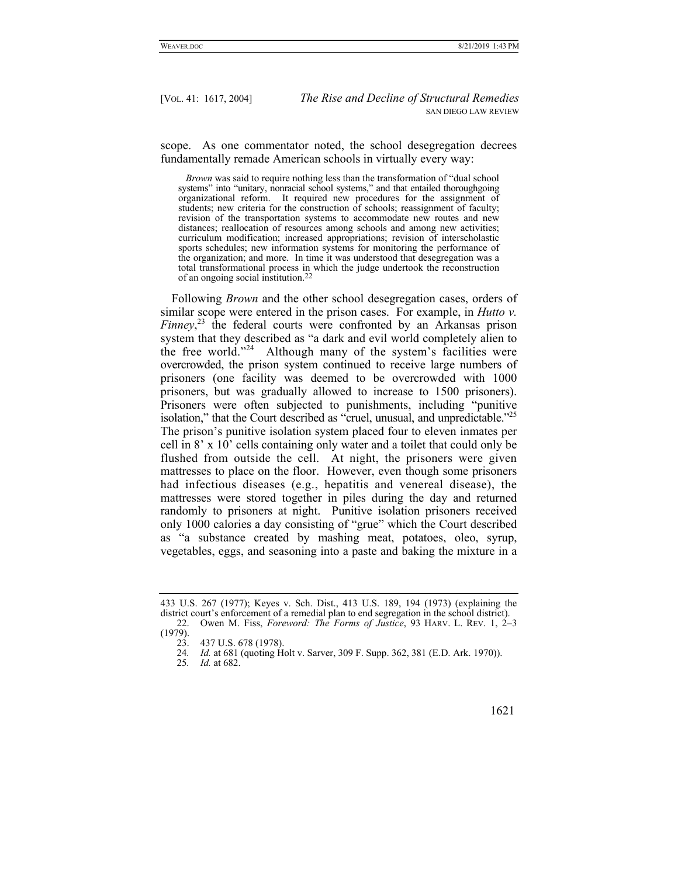scope. As one commentator noted, the school desegregation decrees fundamentally remade American schools in virtually every way:

> *Brown* was said to require nothing less than the transformation of "dual school systems" into "unitary, nonracial school systems," and that entailed thoroughgoing organizational reform. It required new procedures for the assignment of students; new criteria for the construction of schools; reassignment of faculty; revision of the transportation systems to accommodate new routes and new distances; reallocation of resources among schools and among new activities; curriculum modification; increased appropriations; revision of interscholastic sports schedules; new information systems for monitoring the performance of the organization; and more. In time it was understood that desegregation was a total transformational process in which the judge undertook the reconstruction of an ongoing social institution.[22]

Following *Brown* and the other school desegregation cases, orders of similar scope were entered in the prison cases. For example, in *Hutto v. Finney*,[23] the federal courts were confronted by an Arkansas prison system that they described as "a dark and evil world completely alien to the free world."[24] Although many of the system's facilities were overcrowded, the prison system continued to receive large numbers of prisoners (one facility was deemed to be overcrowded with 1000 prisoners, but was gradually allowed to increase to 1500 prisoners). Prisoners were often subjected to punishments, including "punitive isolation," that the Court described as "cruel, unusual, and unpredictable."[25] The prison's punitive isolation system placed four to eleven inmates per cell in 8' x 10' cells containing only water and a toilet that could only be flushed from outside the cell. At night, the prisoners were given mattresses to place on the floor. However, even though some prisoners had infectious diseases (e.g., hepatitis and venereal disease), the mattresses were stored together in piles during the day and returned randomly to prisoners at night. Punitive isolation prisoners received only 1000 calories a day consisting of "grue" which the Court described as "a substance created by mashing meat, potatoes, oleo, syrup, vegetables, eggs, and seasoning into a paste and baking the mixture in a

---

433 U.S. 267 (1977); Keyes v. Sch. Dist., 413 U.S. 189, 194 (1973) (explaining the district court's enforcement of a remedial plan to end segregation in the school district).

22. Owen M. Fiss, *Foreword: The Forms of Justice*, 93 HARV. L. REV. 1, 2–3 (1979).

23. 437 U.S. 678 (1978).

24. *Id.* at 681 (quoting Holt v. Sarver, 309 F. Supp. 362, 381 (E.D. Ark. 1970)).

25. *Id.* at 682.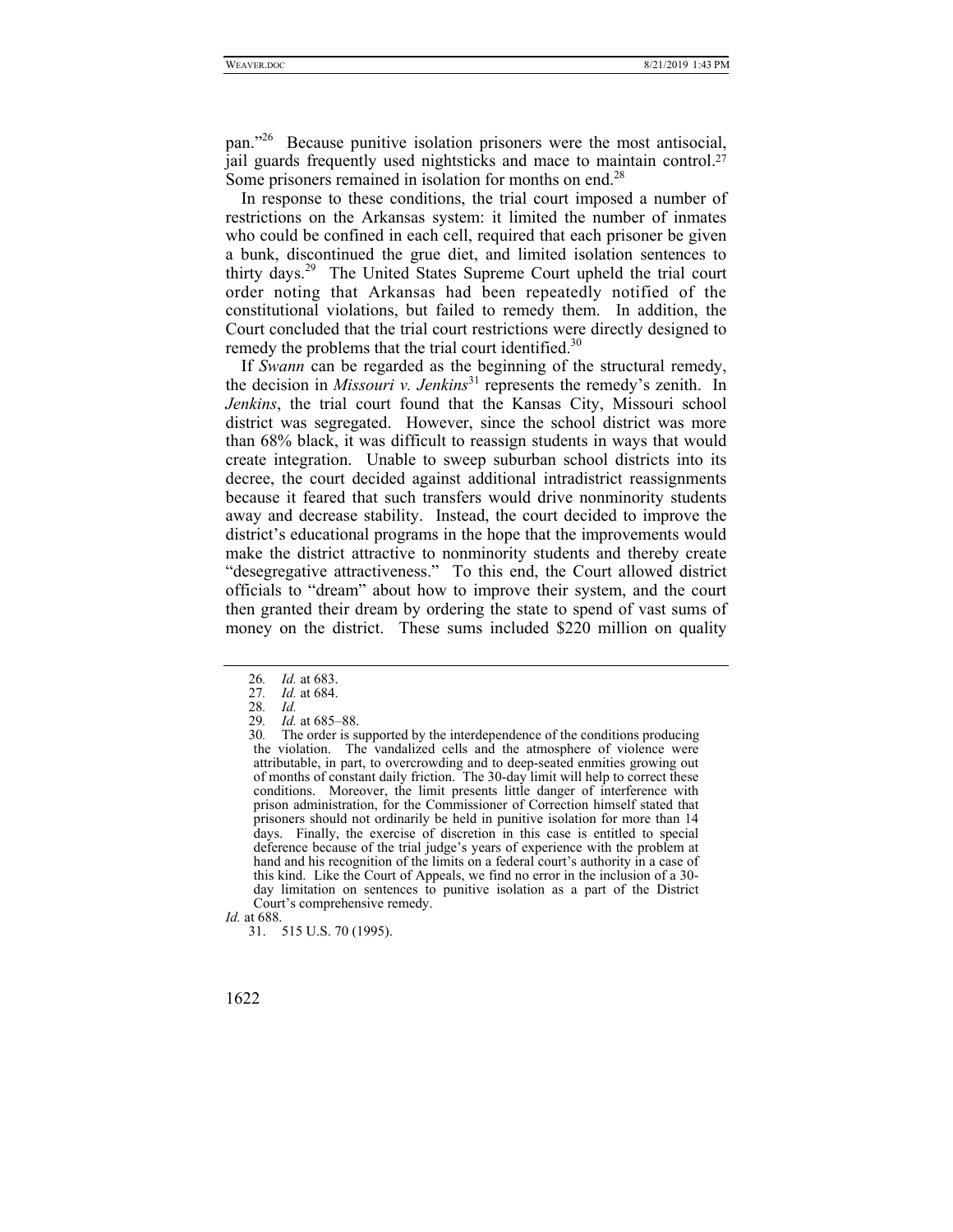pan."[26] Because punitive isolation prisoners were the most antisocial, jail guards frequently used nightsticks and mace to maintain control.[27] Some prisoners remained in isolation for months on end.[28]

In response to these conditions, the trial court imposed a number of restrictions on the Arkansas system: it limited the number of inmates who could be confined in each cell, required that each prisoner be given a bunk, discontinued the grue diet, and limited isolation sentences to thirty days.[29] The United States Supreme Court upheld the trial court order noting that Arkansas had been repeatedly notified of the constitutional violations, but failed to remedy them. In addition, the Court concluded that the trial court restrictions were directly designed to remedy the problems that the trial court identified.[30]

If *Swann* can be regarded as the beginning of the structural remedy, the decision in *Missouri v. Jenkins*[31] represents the remedy's zenith. In *Jenkins*, the trial court found that the Kansas City, Missouri school district was segregated. However, since the school district was more than 68% black, it was difficult to reassign students in ways that would create integration. Unable to sweep suburban school districts into its decree, the court decided against additional intradistrict reassignments because it feared that such transfers would drive nonminority students away and decrease stability. Instead, the court decided to improve the district's educational programs in the hope that the improvements would make the district attractive to nonminority students and thereby create "desegregative attractiveness." To this end, the Court allowed district officials to "dream" about how to improve their system, and the court then granted their dream by ordering the state to spend of vast sums of money on the district. These sums included \$220 million on quality

---

26. *Id.* at 683.

27. *Id.* at 684.

28. *Id.*

29. *Id.* at 685–88.

30. The order is supported by the interdependence of the conditions producing the violation. The vandalized cells and the atmosphere of violence were attributable, in part, to overcrowding and to deep-seated enmities growing out of months of constant daily friction. The 30-day limit will help to correct these conditions. Moreover, the limit presents little danger of interference with prison administration, for the Commissioner of Correction himself stated that prisoners should not ordinarily be held in punitive isolation for more than 14 days. Finally, the exercise of discretion in this case is entitled to special deference because of the trial judge's years of experience with the problem at hand and his recognition of the limits on a federal court's authority in a case of this kind. Like the Court of Appeals, we find no error in the inclusion of a 30-day limitation on sentences to punitive isolation as a part of the District Court's comprehensive remedy.

*Id.* at 688.

31. 515 U.S. 70 (1995).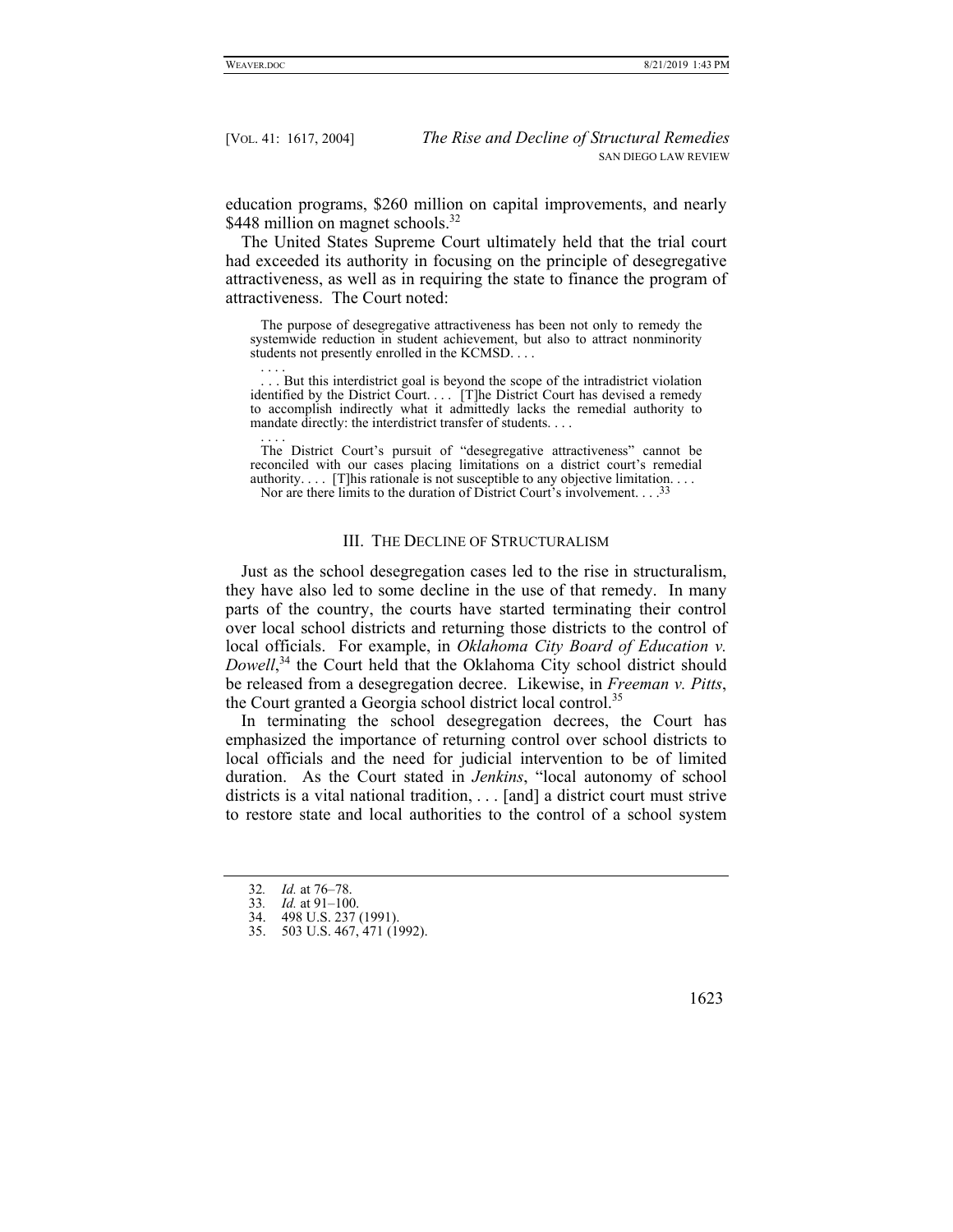education programs, \$260 million on capital improvements, and nearly \$448 million on magnet schools.[32]

The United States Supreme Court ultimately held that the trial court had exceeded its authority in focusing on the principle of desegregative attractiveness, as well as in requiring the state to finance the program of attractiveness. The Court noted:

> The purpose of desegregative attractiveness has been not only to remedy the systemwide reduction in student achievement, but also to attract nonminority students not presently enrolled in the KCMSD. . . .
>
> . . . .
>
> . . . But this interdistrict goal is beyond the scope of the intradistrict violation identified by the District Court. . . . [T]he District Court has devised a remedy to accomplish indirectly what it admittedly lacks the remedial authority to mandate directly: the interdistrict transfer of students. . . .
>
> . . . .
>
> The District Court's pursuit of "desegregative attractiveness" cannot be reconciled with our cases placing limitations on a district court's remedial authority. . . . [T]his rationale is not susceptible to any objective limitation. . . . Nor are there limits to the duration of District Court's involvement. . . .[33]

## III. The Decline of Structuralism

Just as the school desegregation cases led to the rise in structuralism, they have also led to some decline in the use of that remedy. In many parts of the country, the courts have started terminating their control over local school districts and returning those districts to the control of local officials. For example, in *Oklahoma City Board of Education v. Dowell*,[34] the Court held that the Oklahoma City school district should be released from a desegregation decree. Likewise, in *Freeman v. Pitts*, the Court granted a Georgia school district local control.[35]

In terminating the school desegregation decrees, the Court has emphasized the importance of returning control over school districts to local officials and the need for judicial intervention to be of limited duration. As the Court stated in *Jenkins*, "local autonomy of school districts is a vital national tradition, . . . [and] a district court must strive to restore state and local authorities to the control of a school system

---

32. *Id.* at 76–78.
33. *Id.* at 91–100.
34. 498 U.S. 237 (1991).
35. 503 U.S. 467, 471 (1992).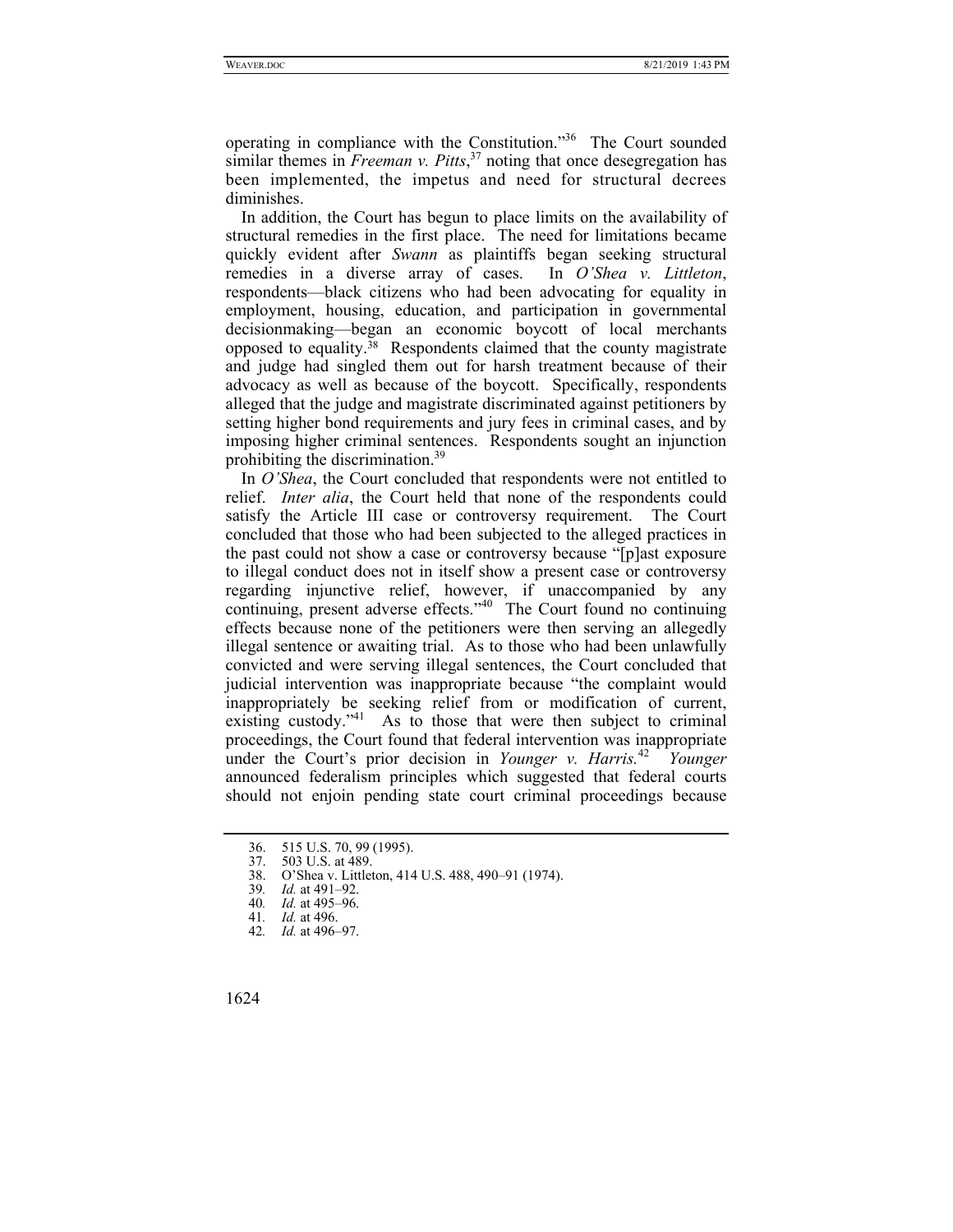operating in compliance with the Constitution."[36] The Court sounded similar themes in *Freeman v. Pitts*,[37] noting that once desegregation has been implemented, the impetus and need for structural decrees diminishes.

In addition, the Court has begun to place limits on the availability of structural remedies in the first place. The need for limitations became quickly evident after *Swann* as plaintiffs began seeking structural remedies in a diverse array of cases. In *O'Shea v. Littleton*, respondents—black citizens who had been advocating for equality in employment, housing, education, and participation in governmental decisionmaking—began an economic boycott of local merchants opposed to equality.[38] Respondents claimed that the county magistrate and judge had singled them out for harsh treatment because of their advocacy as well as because of the boycott. Specifically, respondents alleged that the judge and magistrate discriminated against petitioners by setting higher bond requirements and jury fees in criminal cases, and by imposing higher criminal sentences. Respondents sought an injunction prohibiting the discrimination.[39]

In *O'Shea*, the Court concluded that respondents were not entitled to relief. *Inter alia*, the Court held that none of the respondents could satisfy the Article III case or controversy requirement. The Court concluded that those who had been subjected to the alleged practices in the past could not show a case or controversy because "[p]ast exposure to illegal conduct does not in itself show a present case or controversy regarding injunctive relief, however, if unaccompanied by any continuing, present adverse effects."[40] The Court found no continuing effects because none of the petitioners were then serving an allegedly illegal sentence or awaiting trial. As to those who had been unlawfully convicted and were serving illegal sentences, the Court concluded that judicial intervention was inappropriate because "the complaint would inappropriately be seeking relief from or modification of current, existing custody."[41] As to those that were then subject to criminal proceedings, the Court found that federal intervention was inappropriate under the Court's prior decision in *Younger v. Harris.*[42] *Younger* announced federalism principles which suggested that federal courts should not enjoin pending state court criminal proceedings because

---

36. 515 U.S. 70, 99 (1995).
37. 503 U.S. at 489.
38. O'Shea v. Littleton, 414 U.S. 488, 490–91 (1974).
39. *Id.* at 491–92.
40. *Id.* at 495–96.
41. *Id.* at 496.
42. *Id.* at 496–97.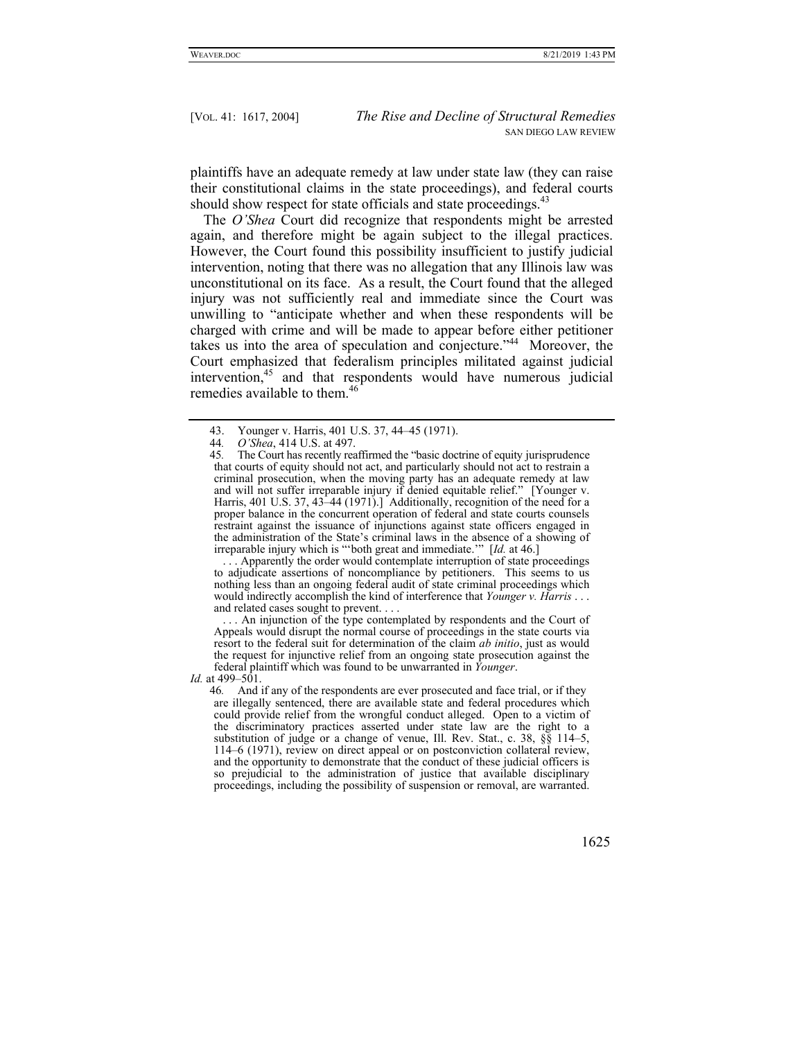plaintiffs have an adequate remedy at law under state law (they can raise their constitutional claims in the state proceedings), and federal courts should show respect for state officials and state proceedings.[43]

The *O'Shea* Court did recognize that respondents might be arrested again, and therefore might be again subject to the illegal practices. However, the Court found this possibility insufficient to justify judicial intervention, noting that there was no allegation that any Illinois law was unconstitutional on its face. As a result, the Court found that the alleged injury was not sufficiently real and immediate since the Court was unwilling to "anticipate whether and when these respondents will be charged with crime and will be made to appear before either petitioner takes us into the area of speculation and conjecture."[44] Moreover, the Court emphasized that federalism principles militated against judicial intervention,[45] and that respondents would have numerous judicial remedies available to them.[46]

---

43. Younger v. Harris, 401 U.S. 37, 44–45 (1971).

44. *O'Shea*, 414 U.S. at 497.

45. The Court has recently reaffirmed the "basic doctrine of equity jurisprudence that courts of equity should not act, and particularly should not act to restrain a criminal prosecution, when the moving party has an adequate remedy at law and will not suffer irreparable injury if denied equitable relief." [Younger v. Harris, 401 U.S. 37, 43–44 (1971).] Additionally, recognition of the need for a proper balance in the concurrent operation of federal and state courts counsels restraint against the issuance of injunctions against state officers engaged in the administration of the State's criminal laws in the absence of a showing of irreparable injury which is "'both great and immediate.'" [*Id.* at 46.]

. . . Apparently the order would contemplate interruption of state proceedings to adjudicate assertions of noncompliance by petitioners. This seems to us nothing less than an ongoing federal audit of state criminal proceedings which would indirectly accomplish the kind of interference that *Younger v. Harris* . . . and related cases sought to prevent. . . .

. . . An injunction of the type contemplated by respondents and the Court of Appeals would disrupt the normal course of proceedings in the state courts via resort to the federal suit for determination of the claim *ab initio*, just as would the request for injunctive relief from an ongoing state prosecution against the federal plaintiff which was found to be unwarranted in *Younger*.

*Id.* at 499–501.

46. And if any of the respondents are ever prosecuted and face trial, or if they are illegally sentenced, there are available state and federal procedures which could provide relief from the wrongful conduct alleged. Open to a victim of the discriminatory practices asserted under state law are the right to a substitution of judge or a change of venue, Ill. Rev. Stat., c. 38, §§ 114–5, 114–6 (1971), review on direct appeal or on postconviction collateral review, and the opportunity to demonstrate that the conduct of these judicial officers is so prejudicial to the administration of justice that available disciplinary proceedings, including the possibility of suspension or removal, are warranted.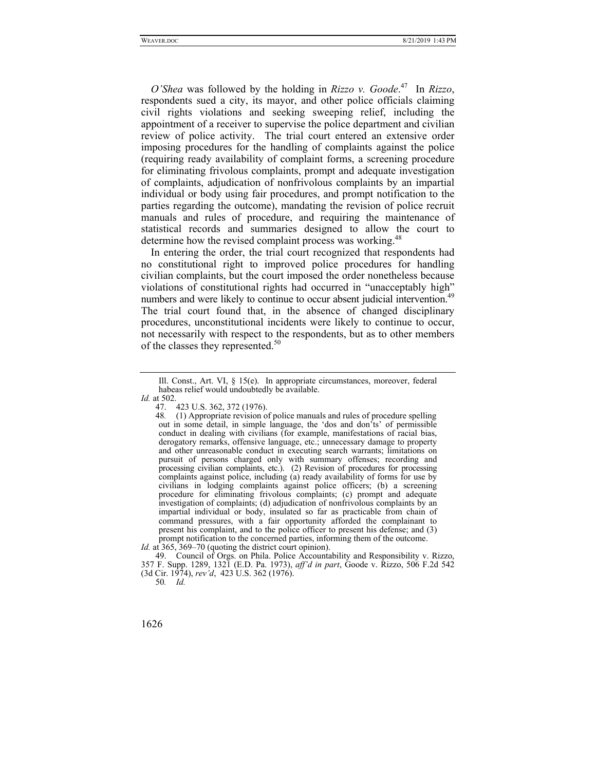*O'Shea* was followed by the holding in *Rizzo v. Goode*.[47] In *Rizzo*, respondents sued a city, its mayor, and other police officials claiming civil rights violations and seeking sweeping relief, including the appointment of a receiver to supervise the police department and civilian review of police activity. The trial court entered an extensive order imposing procedures for the handling of complaints against the police (requiring ready availability of complaint forms, a screening procedure for eliminating frivolous complaints, prompt and adequate investigation of complaints, adjudication of nonfrivolous complaints by an impartial individual or body using fair procedures, and prompt notification to the parties regarding the outcome), mandating the revision of police recruit manuals and rules of procedure, and requiring the maintenance of statistical records and summaries designed to allow the court to determine how the revised complaint process was working.[48]

In entering the order, the trial court recognized that respondents had no constitutional right to improved police procedures for handling civilian complaints, but the court imposed the order nonetheless because violations of constitutional rights had occurred in "unacceptably high" numbers and were likely to continue to occur absent judicial intervention.[49] The trial court found that, in the absence of changed disciplinary procedures, unconstitutional incidents were likely to continue to occur, not necessarily with respect to the respondents, but as to other members of the classes they represented.[50]

---

Ill. Const., Art. VI, § 15(e). In appropriate circumstances, moreover, federal habeas relief would undoubtedly be available.

*Id.* at 502.

47. 423 U.S. 362, 372 (1976).

48. (1) Appropriate revision of police manuals and rules of procedure spelling out in some detail, in simple language, the 'dos and don'ts' of permissible conduct in dealing with civilians (for example, manifestations of racial bias, derogatory remarks, offensive language, etc.; unnecessary damage to property and other unreasonable conduct in executing search warrants; limitations on pursuit of persons charged only with summary offenses; recording and processing civilian complaints, etc.). (2) Revision of procedures for processing complaints against police, including (a) ready availability of forms for use by civilians in lodging complaints against police officers; (b) a screening procedure for eliminating frivolous complaints; (c) prompt and adequate investigation of complaints; (d) adjudication of nonfrivolous complaints by an impartial individual or body, insulated so far as practicable from chain of command pressures, with a fair opportunity afforded the complainant to present his complaint, and to the police officer to present his defense; and (3) prompt notification to the concerned parties, informing them of the outcome.

*Id.* at 365, 369–70 (quoting the district court opinion).

49. Council of Orgs. on Phila. Police Accountability and Responsibility v. Rizzo, 357 F. Supp. 1289, 1321 (E.D. Pa. 1973), *aff'd in part*, Goode v. Rizzo, 506 F.2d 542 (3d Cir. 1974), *rev'd*, 423 U.S. 362 (1976).

50. *Id.*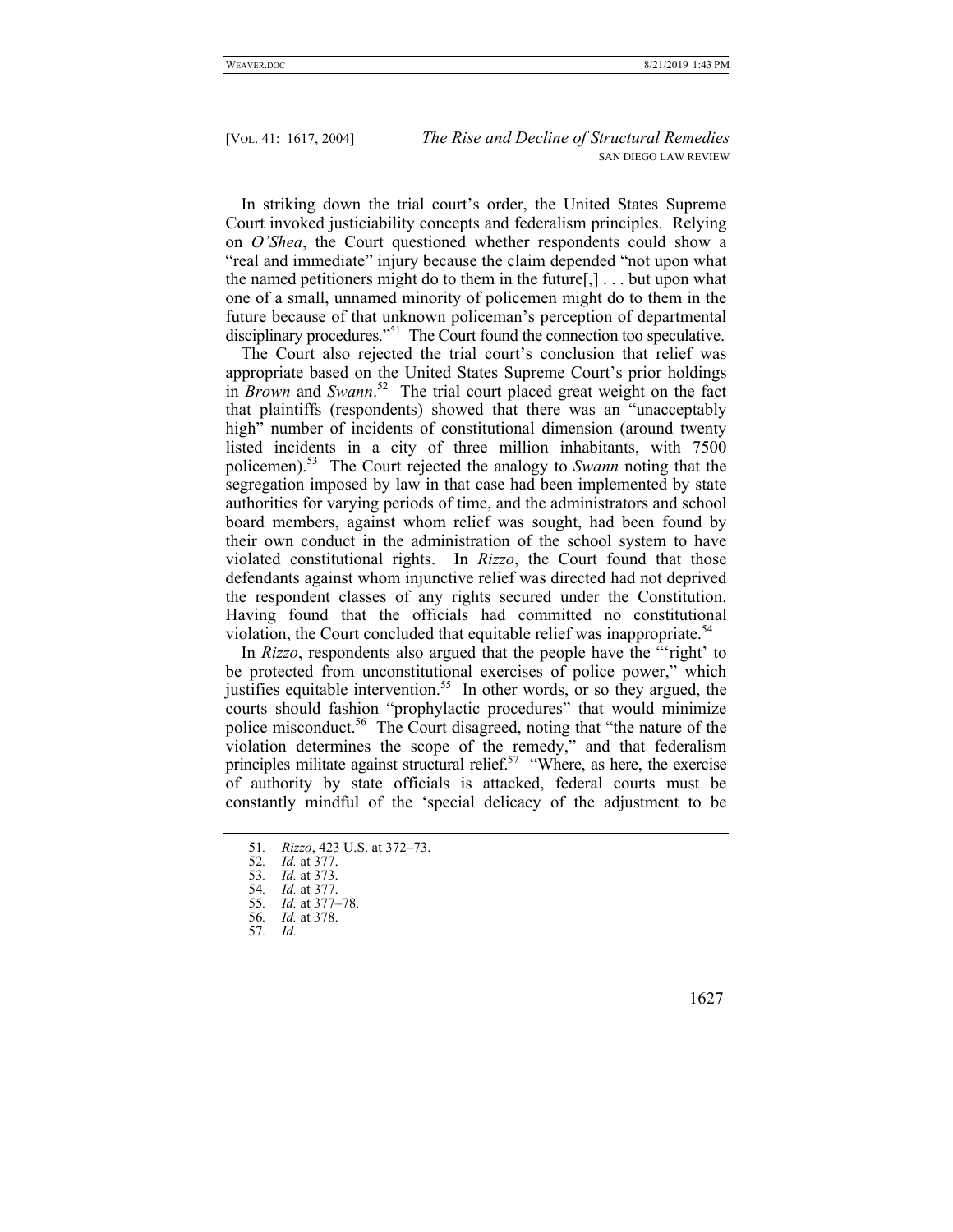In striking down the trial court's order, the United States Supreme Court invoked justiciability concepts and federalism principles. Relying on *O'Shea*, the Court questioned whether respondents could show a "real and immediate" injury because the claim depended "not upon what the named petitioners might do to them in the future[,] . . . but upon what one of a small, unnamed minority of policemen might do to them in the future because of that unknown policeman's perception of departmental disciplinary procedures."[51] The Court found the connection too speculative.

The Court also rejected the trial court's conclusion that relief was appropriate based on the United States Supreme Court's prior holdings in *Brown* and *Swann*.[52] The trial court placed great weight on the fact that plaintiffs (respondents) showed that there was an "unacceptably high" number of incidents of constitutional dimension (around twenty listed incidents in a city of three million inhabitants, with 7500 policemen).[53] The Court rejected the analogy to *Swann* noting that the segregation imposed by law in that case had been implemented by state authorities for varying periods of time, and the administrators and school board members, against whom relief was sought, had been found by their own conduct in the administration of the school system to have violated constitutional rights. In *Rizzo*, the Court found that those defendants against whom injunctive relief was directed had not deprived the respondent classes of any rights secured under the Constitution. Having found that the officials had committed no constitutional violation, the Court concluded that equitable relief was inappropriate.[54]

In *Rizzo*, respondents also argued that the people have the "'right' to be protected from unconstitutional exercises of police power," which justifies equitable intervention.[55] In other words, or so they argued, the courts should fashion "prophylactic procedures" that would minimize police misconduct.[56] The Court disagreed, noting that "the nature of the violation determines the scope of the remedy," and that federalism principles militate against structural relief.[57] "Where, as here, the exercise of authority by state officials is attacked, federal courts must be constantly mindful of the 'special delicacy of the adjustment to be

---

51. *Rizzo*, 423 U.S. at 372–73.
52. *Id.* at 377.
53. *Id.* at 373.
54. *Id.* at 377.
55. *Id.* at 377–78.
56. *Id.* at 378.
57. *Id.*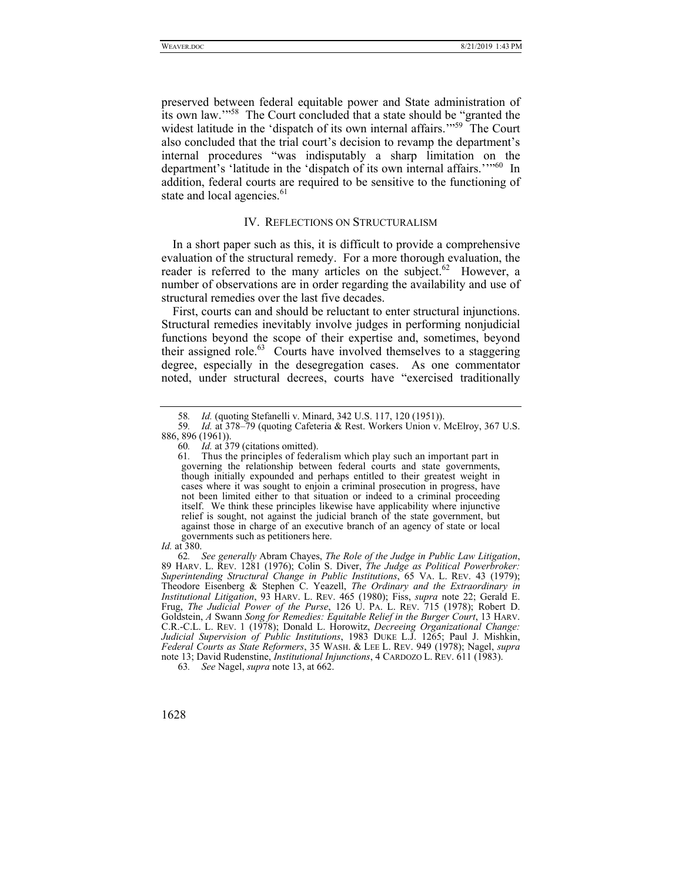preserved between federal equitable power and State administration of its own law.'"[58] The Court concluded that a state should be "granted the widest latitude in the 'dispatch of its own internal affairs.'"[59] The Court also concluded that the trial court's decision to revamp the department's internal procedures "was indisputably a sharp limitation on the department's 'latitude in the 'dispatch of its own internal affairs.'"'[60] In addition, federal courts are required to be sensitive to the functioning of state and local agencies.[61]

## IV. REFLECTIONS ON STRUCTURALISM

In a short paper such as this, it is difficult to provide a comprehensive evaluation of the structural remedy. For a more thorough evaluation, the reader is referred to the many articles on the subject.[62] However, a number of observations are in order regarding the availability and use of structural remedies over the last five decades.

First, courts can and should be reluctant to enter structural injunctions. Structural remedies inevitably involve judges in performing nonjudicial functions beyond the scope of their expertise and, sometimes, beyond their assigned role.[63] Courts have involved themselves to a staggering degree, especially in the desegregation cases. As one commentator noted, under structural decrees, courts have "exercised traditionally

---

58. *Id.* (quoting Stefanelli v. Minard, 342 U.S. 117, 120 (1951)).

59. *Id.* at 378–79 (quoting Cafeteria & Rest. Workers Union v. McElroy, 367 U.S. 886, 896 (1961)).

60. *Id.* at 379 (citations omitted).

61. Thus the principles of federalism which play such an important part in governing the relationship between federal courts and state governments, though initially expounded and perhaps entitled to their greatest weight in cases where it was sought to enjoin a criminal prosecution in progress, have not been limited either to that situation or indeed to a criminal proceeding itself. We think these principles likewise have applicability where injunctive relief is sought, not against the judicial branch of the state government, but against those in charge of an executive branch of an agency of state or local governments such as petitioners here.

*Id.* at 380.

62. *See generally* Abram Chayes, *The Role of the Judge in Public Law Litigation*, 89 HARV. L. REV. 1281 (1976); Colin S. Diver, *The Judge as Political Powerbroker: Superintending Structural Change in Public Institutions*, 65 VA. L. REV. 43 (1979); Theodore Eisenberg & Stephen C. Yeazell, *The Ordinary and the Extraordinary in Institutional Litigation*, 93 HARV. L. REV. 465 (1980); Fiss, *supra* note 22; Gerald E. Frug, *The Judicial Power of the Purse*, 126 U. PA. L. REV. 715 (1978); Robert D. Goldstein, *A* Swann *Song for Remedies: Equitable Relief in the Burger Court*, 13 HARV. C.R.-C.L. L. REV. 1 (1978); Donald L. Horowitz, *Decreeing Organizational Change: Judicial Supervision of Public Institutions*, 1983 DUKE L.J. 1265; Paul J. Mishkin, *Federal Courts as State Reformers*, 35 WASH. & LEE L. REV. 949 (1978); Nagel, *supra* note 13; David Rudenstine, *Institutional Injunctions*, 4 CARDOZO L. REV. 611 (1983).

63. *See* Nagel, *supra* note 13, at 662.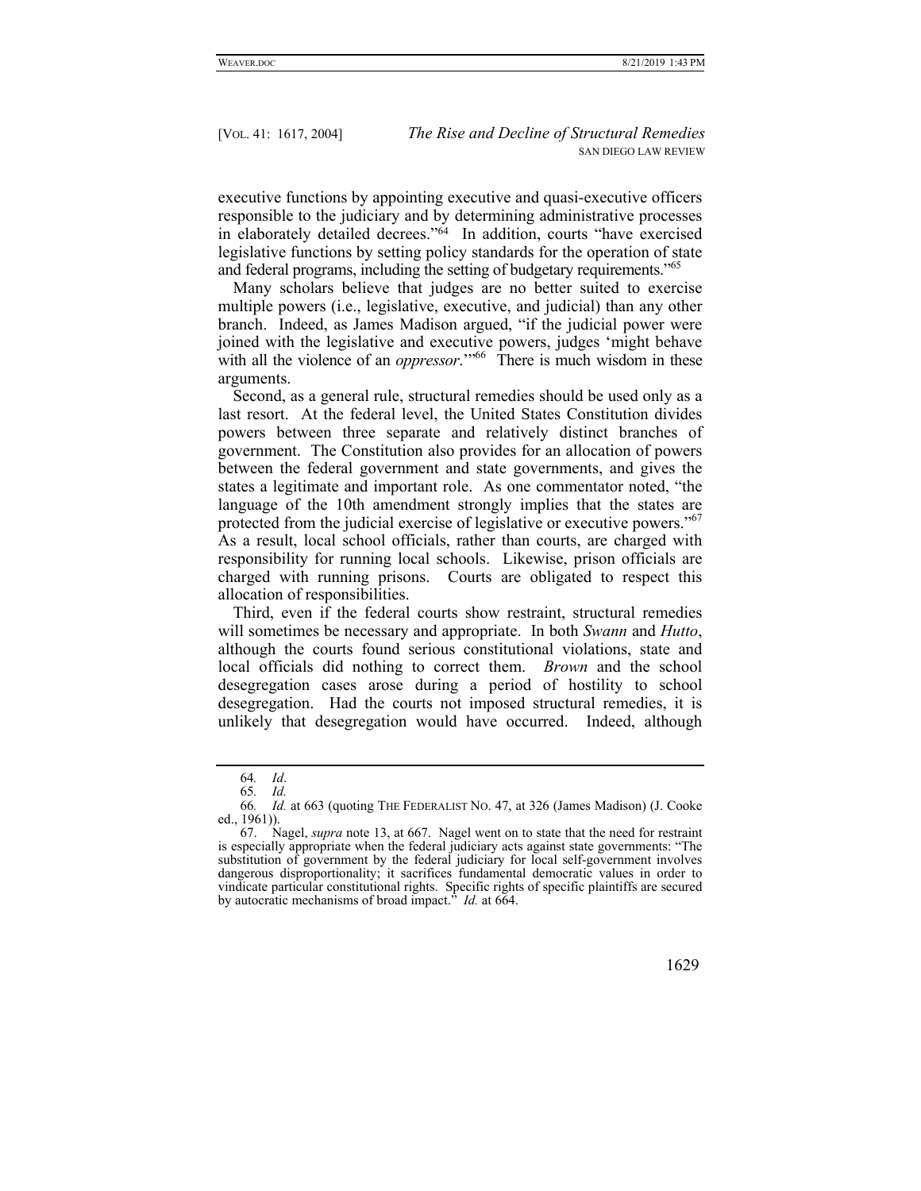executive functions by appointing executive and quasi-executive officers responsible to the judiciary and by determining administrative processes in elaborately detailed decrees."[64] In addition, courts "have exercised legislative functions by setting policy standards for the operation of state and federal programs, including the setting of budgetary requirements."[65]

Many scholars believe that judges are no better suited to exercise multiple powers (i.e., legislative, executive, and judicial) than any other branch. Indeed, as James Madison argued, "if the judicial power were joined with the legislative and executive powers, judges 'might behave with all the violence of an *oppressor*.'"[66] There is much wisdom in these arguments.

Second, as a general rule, structural remedies should be used only as a last resort. At the federal level, the United States Constitution divides powers between three separate and relatively distinct branches of government. The Constitution also provides for an allocation of powers between the federal government and state governments, and gives the states a legitimate and important role. As one commentator noted, "the language of the 10th amendment strongly implies that the states are protected from the judicial exercise of legislative or executive powers."[67] As a result, local school officials, rather than courts, are charged with responsibility for running local schools. Likewise, prison officials are charged with running prisons. Courts are obligated to respect this allocation of responsibilities.

Third, even if the federal courts show restraint, structural remedies will sometimes be necessary and appropriate. In both *Swann* and *Hutto*, although the courts found serious constitutional violations, state and local officials did nothing to correct them. *Brown* and the school desegregation cases arose during a period of hostility to school desegregation. Had the courts not imposed structural remedies, it is unlikely that desegregation would have occurred. Indeed, although

---

64. *Id*.

65. *Id.*

66. *Id.* at 663 (quoting THE FEDERALIST NO. 47, at 326 (James Madison) (J. Cooke ed., 1961)).

67. Nagel, *supra* note 13, at 667. Nagel went on to state that the need for restraint is especially appropriate when the federal judiciary acts against state governments: "The substitution of government by the federal judiciary for local self-government involves dangerous disproportionality; it sacrifices fundamental democratic values in order to vindicate particular constitutional rights. Specific rights of specific plaintiffs are secured by autocratic mechanisms of broad impact." *Id.* at 664.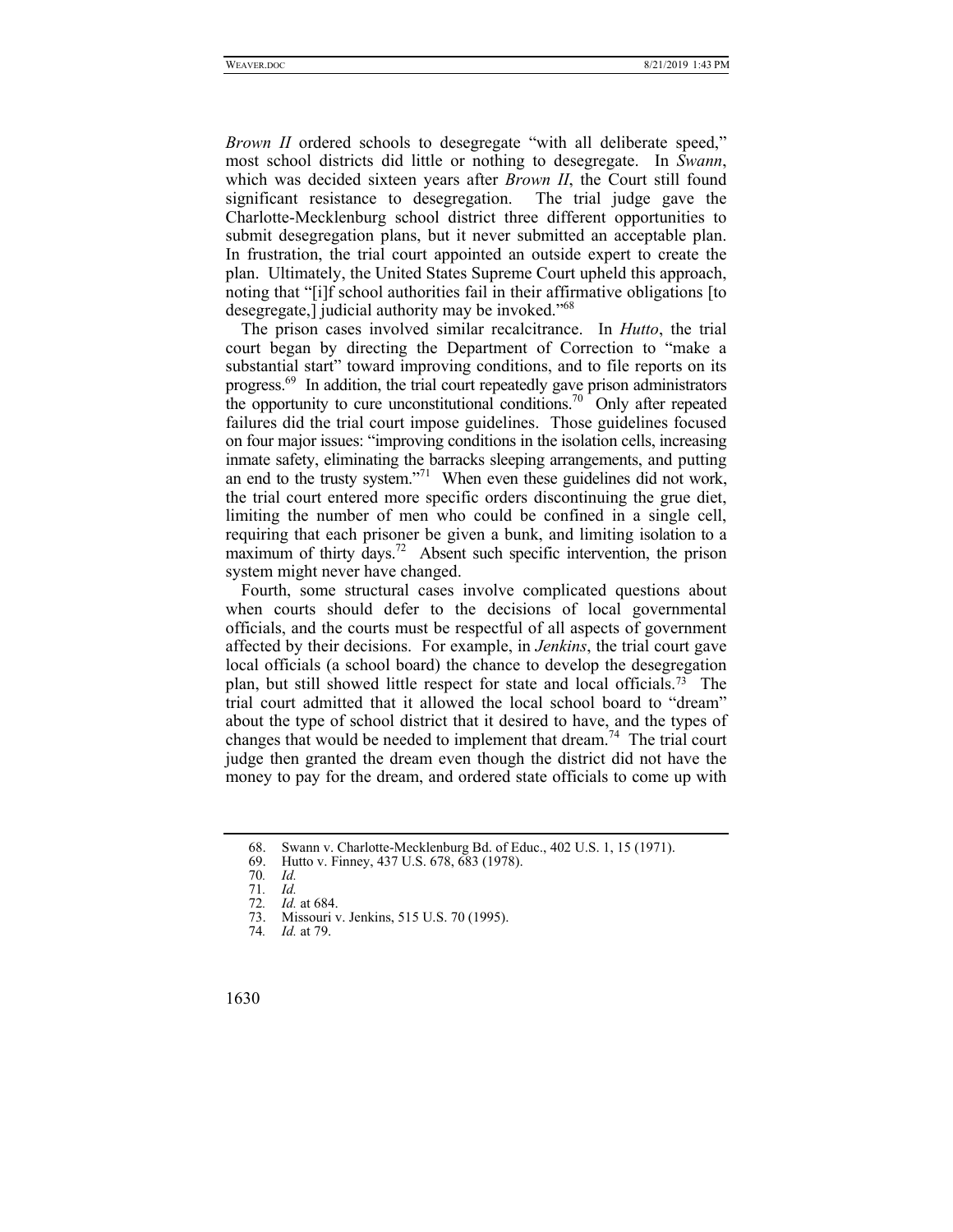*Brown II* ordered schools to desegregate "with all deliberate speed," most school districts did little or nothing to desegregate. In *Swann*, which was decided sixteen years after *Brown II*, the Court still found significant resistance to desegregation. The trial judge gave the Charlotte-Mecklenburg school district three different opportunities to submit desegregation plans, but it never submitted an acceptable plan. In frustration, the trial court appointed an outside expert to create the plan. Ultimately, the United States Supreme Court upheld this approach, noting that "[i]f school authorities fail in their affirmative obligations [to desegregate,] judicial authority may be invoked."[68]

The prison cases involved similar recalcitrance. In *Hutto*, the trial court began by directing the Department of Correction to "make a substantial start" toward improving conditions, and to file reports on its progress.[69] In addition, the trial court repeatedly gave prison administrators the opportunity to cure unconstitutional conditions.[70] Only after repeated failures did the trial court impose guidelines. Those guidelines focused on four major issues: "improving conditions in the isolation cells, increasing inmate safety, eliminating the barracks sleeping arrangements, and putting an end to the trusty system."[71] When even these guidelines did not work, the trial court entered more specific orders discontinuing the grue diet, limiting the number of men who could be confined in a single cell, requiring that each prisoner be given a bunk, and limiting isolation to a maximum of thirty days.[72] Absent such specific intervention, the prison system might never have changed.

Fourth, some structural cases involve complicated questions about when courts should defer to the decisions of local governmental officials, and the courts must be respectful of all aspects of government affected by their decisions. For example, in *Jenkins*, the trial court gave local officials (a school board) the chance to develop the desegregation plan, but still showed little respect for state and local officials.[73] The trial court admitted that it allowed the local school board to "dream" about the type of school district that it desired to have, and the types of changes that would be needed to implement that dream.[74] The trial court judge then granted the dream even though the district did not have the money to pay for the dream, and ordered state officials to come up with

---

68. Swann v. Charlotte-Mecklenburg Bd. of Educ., 402 U.S. 1, 15 (1971).
69. Hutto v. Finney, 437 U.S. 678, 683 (1978).
70. *Id.*
71. *Id.*
72. *Id.* at 684.
73. Missouri v. Jenkins, 515 U.S. 70 (1995).
74. *Id.* at 79.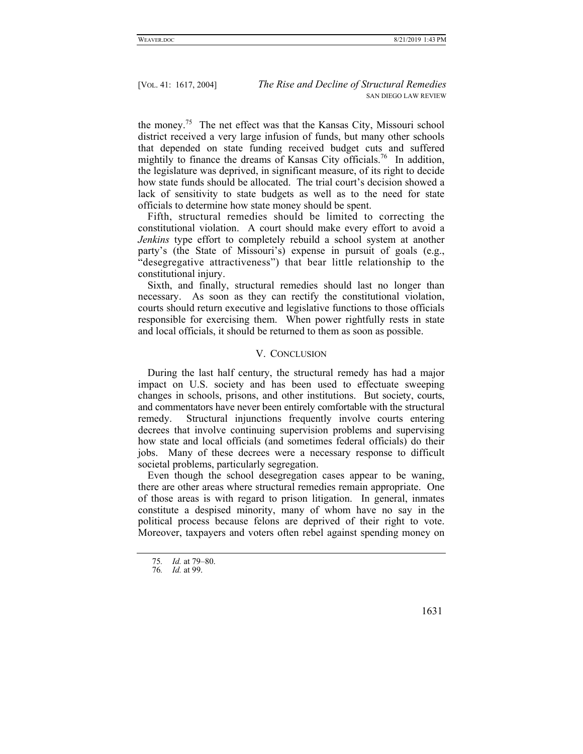the money.[75] The net effect was that the Kansas City, Missouri school district received a very large infusion of funds, but many other schools that depended on state funding received budget cuts and suffered mightily to finance the dreams of Kansas City officials.[76] In addition, the legislature was deprived, in significant measure, of its right to decide how state funds should be allocated. The trial court's decision showed a lack of sensitivity to state budgets as well as to the need for state officials to determine how state money should be spent.

Fifth, structural remedies should be limited to correcting the constitutional violation. A court should make every effort to avoid a *Jenkins* type effort to completely rebuild a school system at another party's (the State of Missouri's) expense in pursuit of goals (e.g., "desegregative attractiveness") that bear little relationship to the constitutional injury.

Sixth, and finally, structural remedies should last no longer than necessary. As soon as they can rectify the constitutional violation, courts should return executive and legislative functions to those officials responsible for exercising them. When power rightfully rests in state and local officials, it should be returned to them as soon as possible.

## V. CONCLUSION

During the last half century, the structural remedy has had a major impact on U.S. society and has been used to effectuate sweeping changes in schools, prisons, and other institutions. But society, courts, and commentators have never been entirely comfortable with the structural remedy. Structural injunctions frequently involve courts entering decrees that involve continuing supervision problems and supervising how state and local officials (and sometimes federal officials) do their jobs. Many of these decrees were a necessary response to difficult societal problems, particularly segregation.

Even though the school desegregation cases appear to be waning, there are other areas where structural remedies remain appropriate. One of those areas is with regard to prison litigation. In general, inmates constitute a despised minority, many of whom have no say in the political process because felons are deprived of their right to vote. Moreover, taxpayers and voters often rebel against spending money on

---

75. *Id.* at 79–80.
76. *Id.* at 99.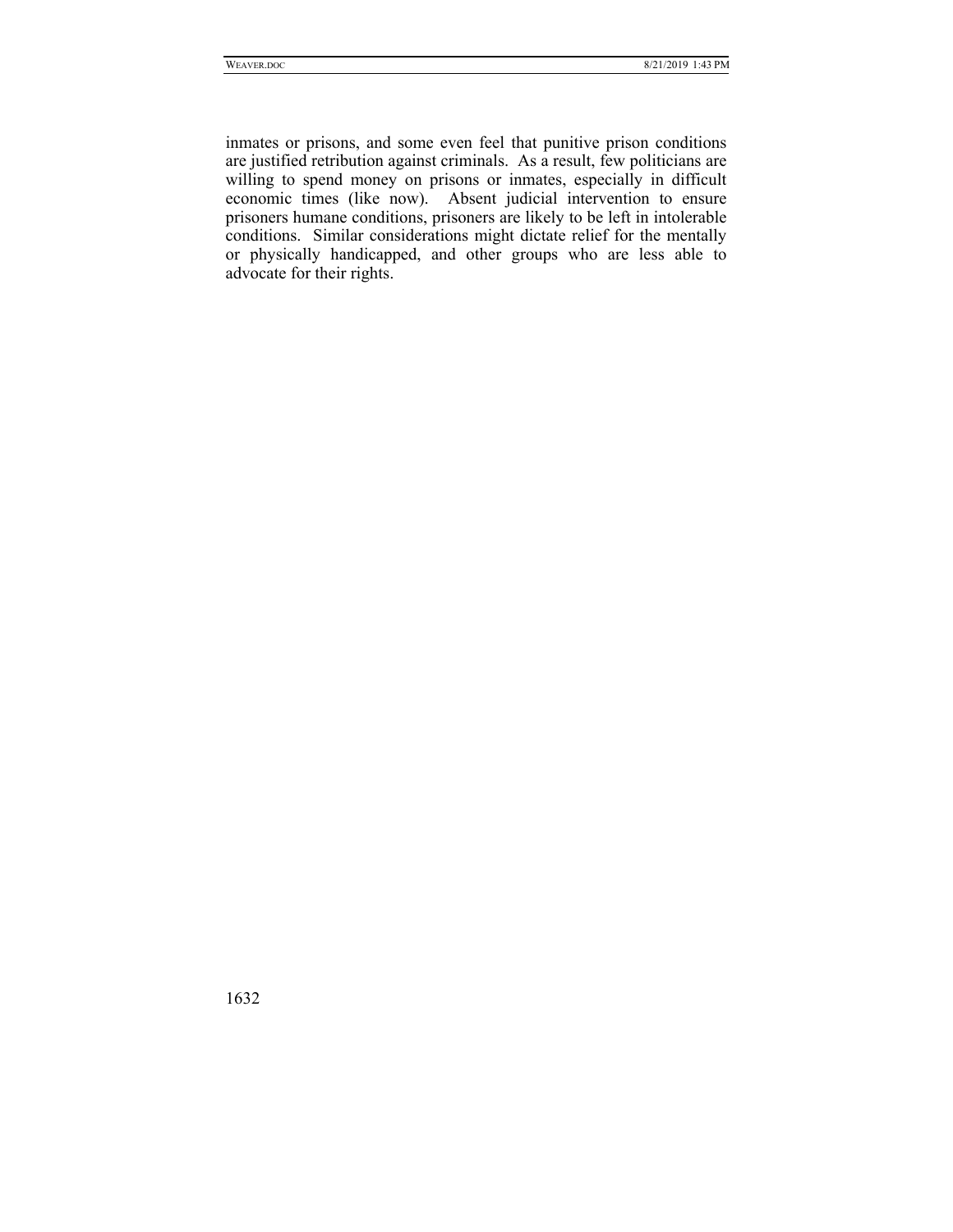inmates or prisons, and some even feel that punitive prison conditions are justified retribution against criminals. As a result, few politicians are willing to spend money on prisons or inmates, especially in difficult economic times (like now). Absent judicial intervention to ensure prisoners humane conditions, prisoners are likely to be left in intolerable conditions. Similar considerations might dictate relief for the mentally or physically handicapped, and other groups who are less able to advocate for their rights.